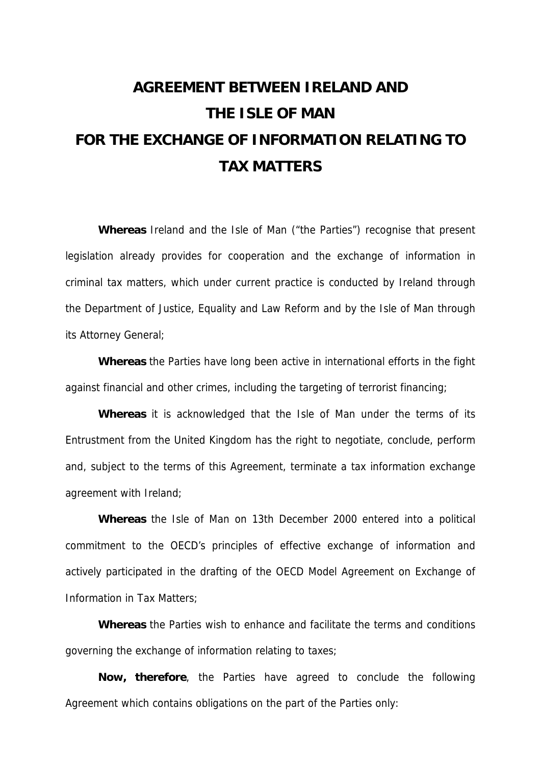# AGREEMENT BETWEEN IRELAND AND THE ISLE OF MAN FOR THE EXCHANGE OF INFORMATION RELATING TO TAX MATTERS

**Whereas** Ireland and the Isle of Man ("the Parties") recognise that present legislation already provides for cooperation and the exchange of information in criminal tax matters, which under current practice is conducted by Ireland through the Department of Justice, Equality and Law Reform and by the Isle of Man through its Attorney General;

**Whereas** the Parties have long been active in international efforts in the fight against financial and other crimes, including the targeting of terrorist financing;

**Whereas** it is acknowledged that the Isle of Man under the terms of its Entrustment from the United Kingdom has the right to negotiate, conclude, perform and, subject to the terms of this Agreement, terminate a tax information exchange agreement with Ireland;

**Whereas** the Isle of Man on 13th December 2000 entered into a political commitment to the OECD's principles of effective exchange of information and actively participated in the drafting of the OECD Model Agreement on Exchange of Information in Tax Matters;

**Whereas** the Parties wish to enhance and facilitate the terms and conditions governing the exchange of information relating to taxes;

**Now, therefore**, the Parties have agreed to conclude the following Agreement which contains obligations on the part of the Parties only: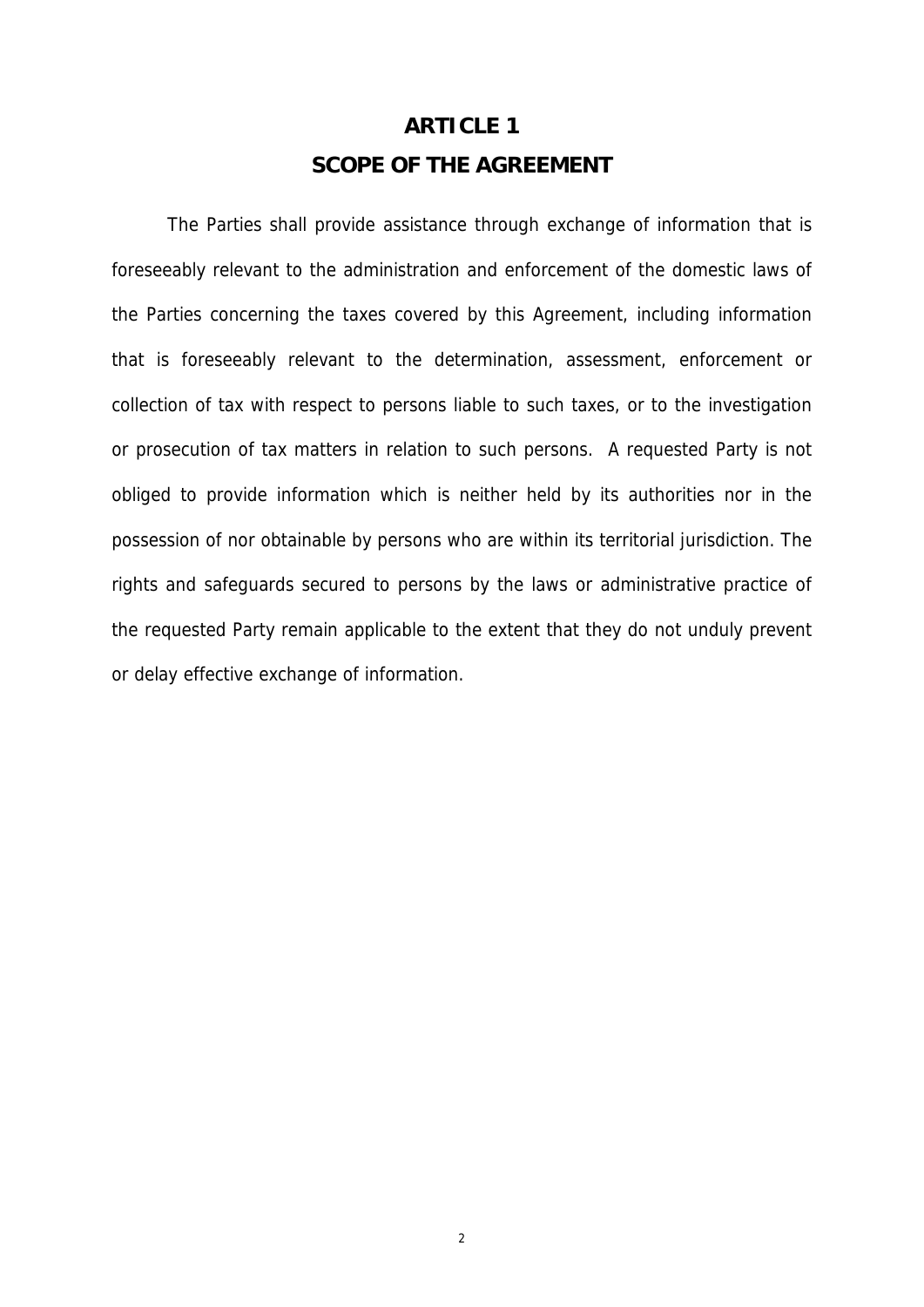## ARTICLE 1
## SCOPE OF THE AGREEMENT

The Parties shall provide assistance through exchange of information that is foreseeably relevant to the administration and enforcement of the domestic laws of the Parties concerning the taxes covered by this Agreement, including information that is foreseeably relevant to the determination, assessment, enforcement or collection of tax with respect to persons liable to such taxes, or to the investigation or prosecution of tax matters in relation to such persons. A requested Party is not obliged to provide information which is neither held by its authorities nor in the possession of nor obtainable by persons who are within its territorial jurisdiction. The rights and safeguards secured to persons by the laws or administrative practice of the requested Party remain applicable to the extent that they do not unduly prevent or delay effective exchange of information.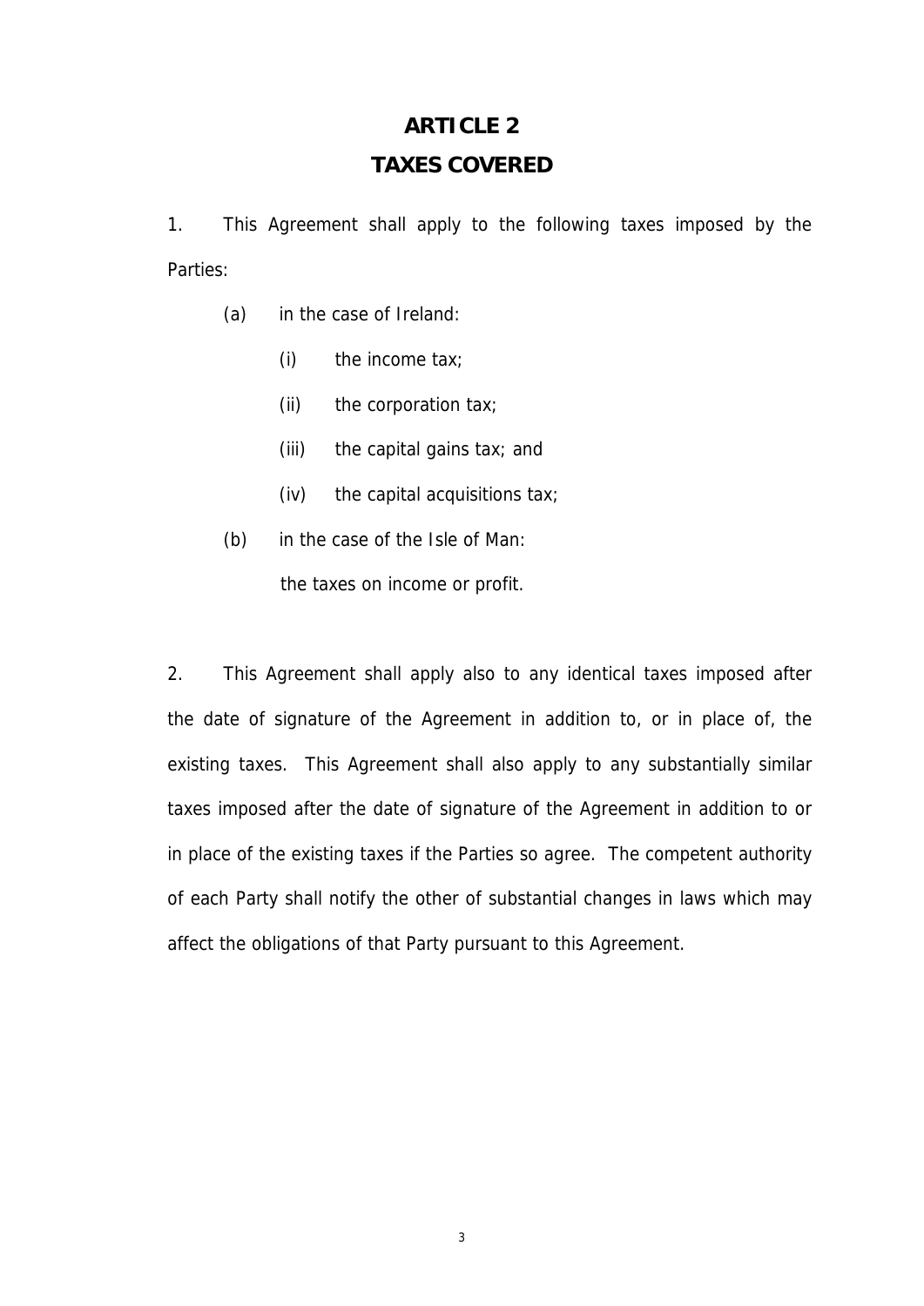# ARTICLE 2

## TAXES COVERED

1. This Agreement shall apply to the following taxes imposed by the Parties:

   (a) in the case of Ireland:

      (i) the income tax;

      (ii) the corporation tax;

      (iii) the capital gains tax; and

      (iv) the capital acquisitions tax;

   (b) in the case of the Isle of Man:

      the taxes on income or profit.

2. This Agreement shall apply also to any identical taxes imposed after the date of signature of the Agreement in addition to, or in place of, the existing taxes. This Agreement shall also apply to any substantially similar taxes imposed after the date of signature of the Agreement in addition to or in place of the existing taxes if the Parties so agree. The competent authority of each Party shall notify the other of substantial changes in laws which may affect the obligations of that Party pursuant to this Agreement.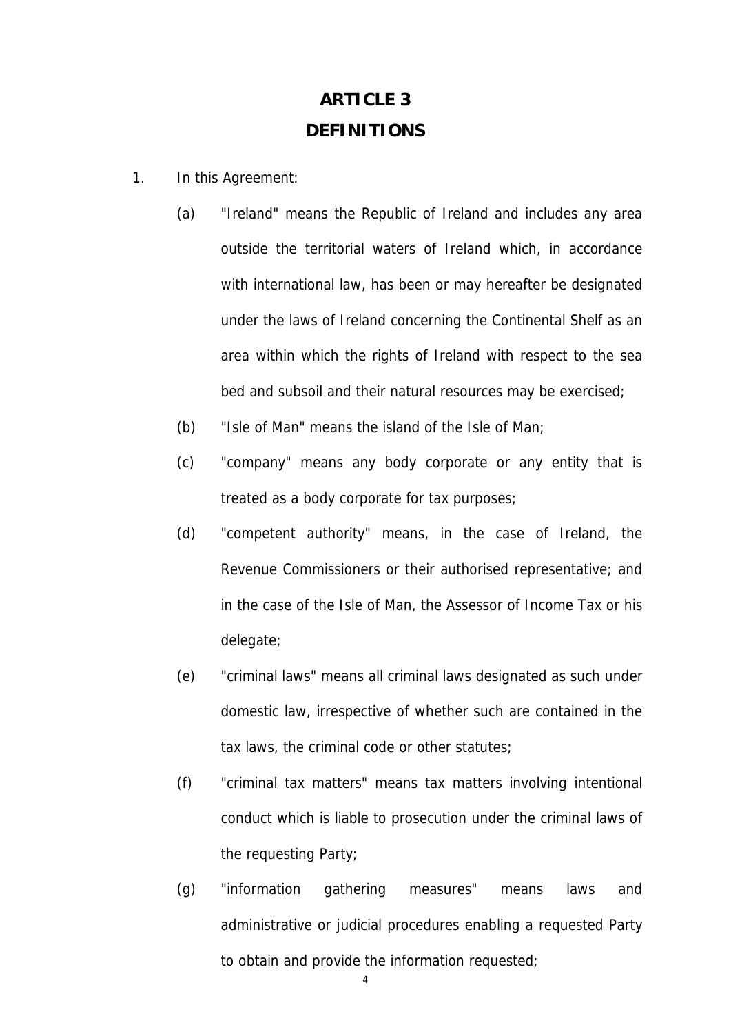# ARTICLE 3

# DEFINITIONS

1. In this Agreement:

   (a) "Ireland" means the Republic of Ireland and includes any area outside the territorial waters of Ireland which, in accordance with international law, has been or may hereafter be designated under the laws of Ireland concerning the Continental Shelf as an area within which the rights of Ireland with respect to the sea bed and subsoil and their natural resources may be exercised;

   (b) "Isle of Man" means the island of the Isle of Man;

   (c) "company" means any body corporate or any entity that is treated as a body corporate for tax purposes;

   (d) "competent authority" means, in the case of Ireland, the Revenue Commissioners or their authorised representative; and in the case of the Isle of Man, the Assessor of Income Tax or his delegate;

   (e) "criminal laws" means all criminal laws designated as such under domestic law, irrespective of whether such are contained in the tax laws, the criminal code or other statutes;

   (f) "criminal tax matters" means tax matters involving intentional conduct which is liable to prosecution under the criminal laws of the requesting Party;

   (g) "information gathering measures" means laws and administrative or judicial procedures enabling a requested Party to obtain and provide the information requested;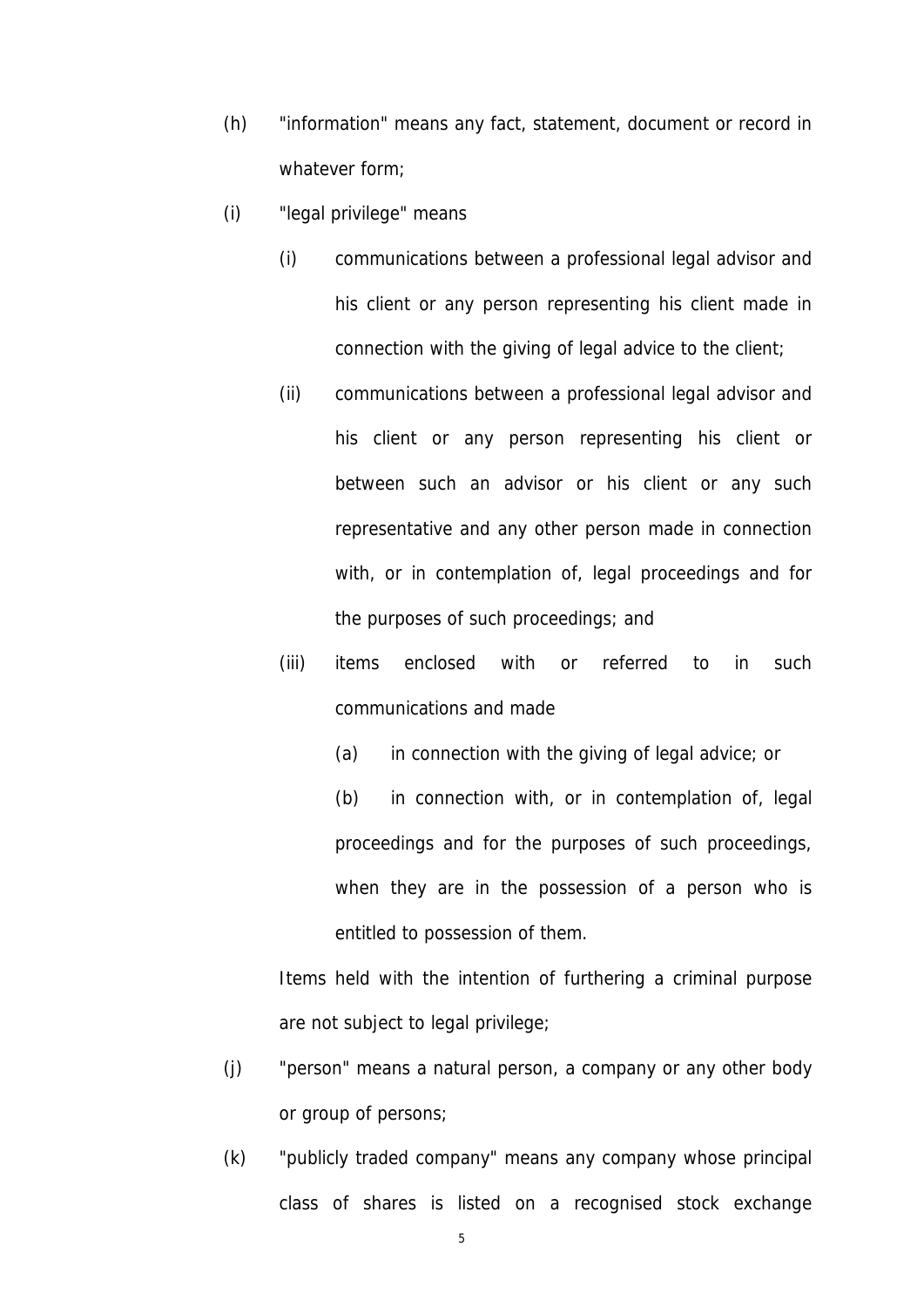(h) "information" means any fact, statement, document or record in whatever form;

(i) "legal privilege" means

  (i) communications between a professional legal advisor and his client or any person representing his client made in connection with the giving of legal advice to the client;

  (ii) communications between a professional legal advisor and his client or any person representing his client or between such an advisor or his client or any such representative and any other person made in connection with, or in contemplation of, legal proceedings and for the purposes of such proceedings; and

  (iii) items enclosed with or referred to in such communications and made

    (a) in connection with the giving of legal advice; or

    (b) in connection with, or in contemplation of, legal proceedings and for the purposes of such proceedings,

  when they are in the possession of a person who is entitled to possession of them.

  Items held with the intention of furthering a criminal purpose are not subject to legal privilege;

(j) "person" means a natural person, a company or any other body or group of persons;

(k) "publicly traded company" means any company whose principal class of shares is listed on a recognised stock exchange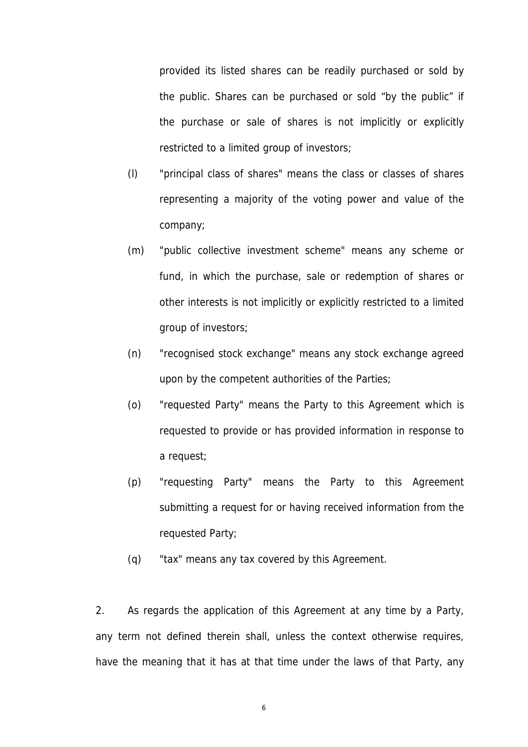provided its listed shares can be readily purchased or sold by the public. Shares can be purchased or sold "by the public" if the purchase or sale of shares is not implicitly or explicitly restricted to a limited group of investors;

(l) "principal class of shares" means the class or classes of shares representing a majority of the voting power and value of the company;

(m) "public collective investment scheme" means any scheme or fund, in which the purchase, sale or redemption of shares or other interests is not implicitly or explicitly restricted to a limited group of investors;

(n) "recognised stock exchange" means any stock exchange agreed upon by the competent authorities of the Parties;

(o) "requested Party" means the Party to this Agreement which is requested to provide or has provided information in response to a request;

(p) "requesting Party" means the Party to this Agreement submitting a request for or having received information from the requested Party;

(q) "tax" means any tax covered by this Agreement.

2. As regards the application of this Agreement at any time by a Party, any term not defined therein shall, unless the context otherwise requires, have the meaning that it has at that time under the laws of that Party, any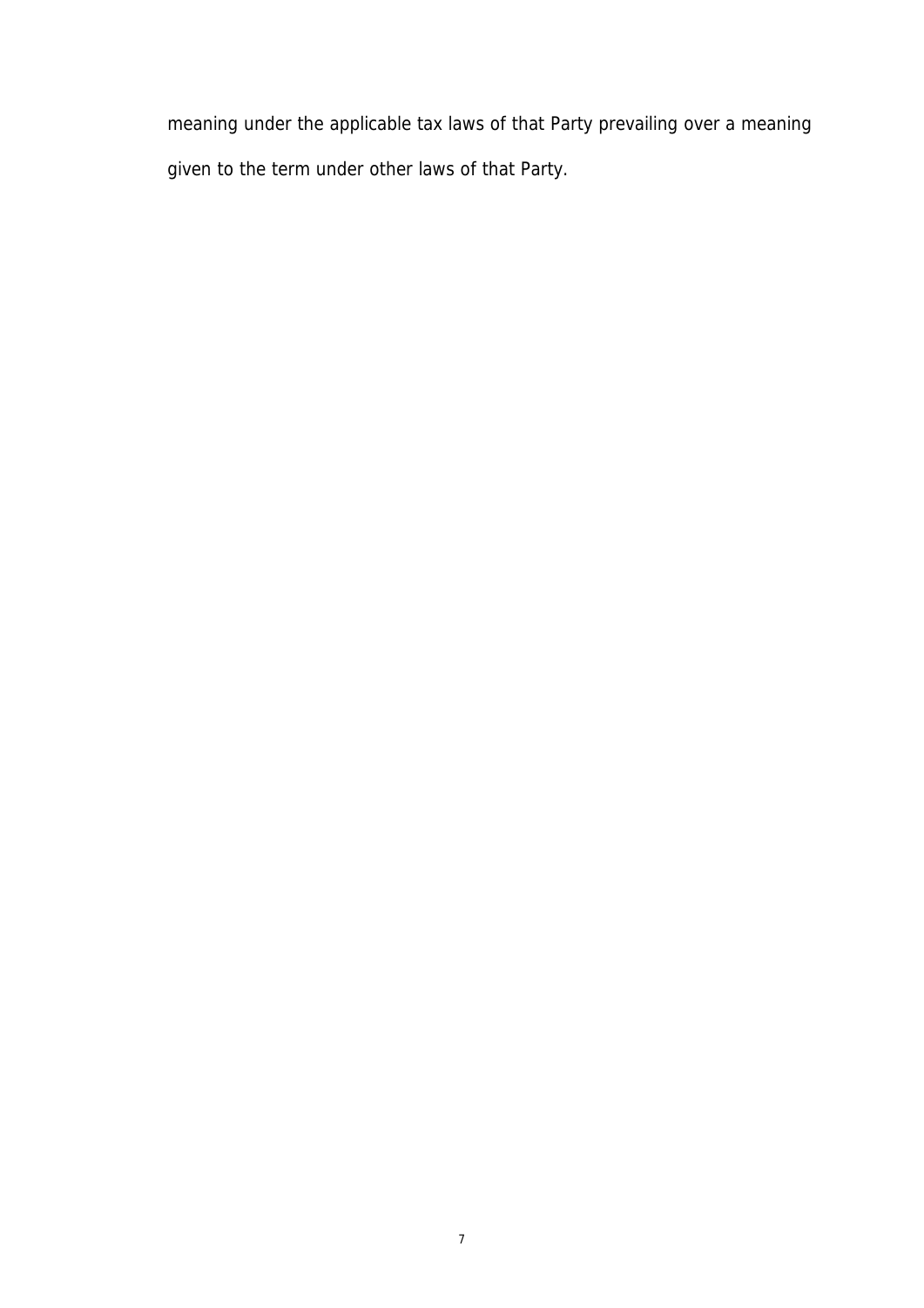meaning under the applicable tax laws of that Party prevailing over a meaning given to the term under other laws of that Party.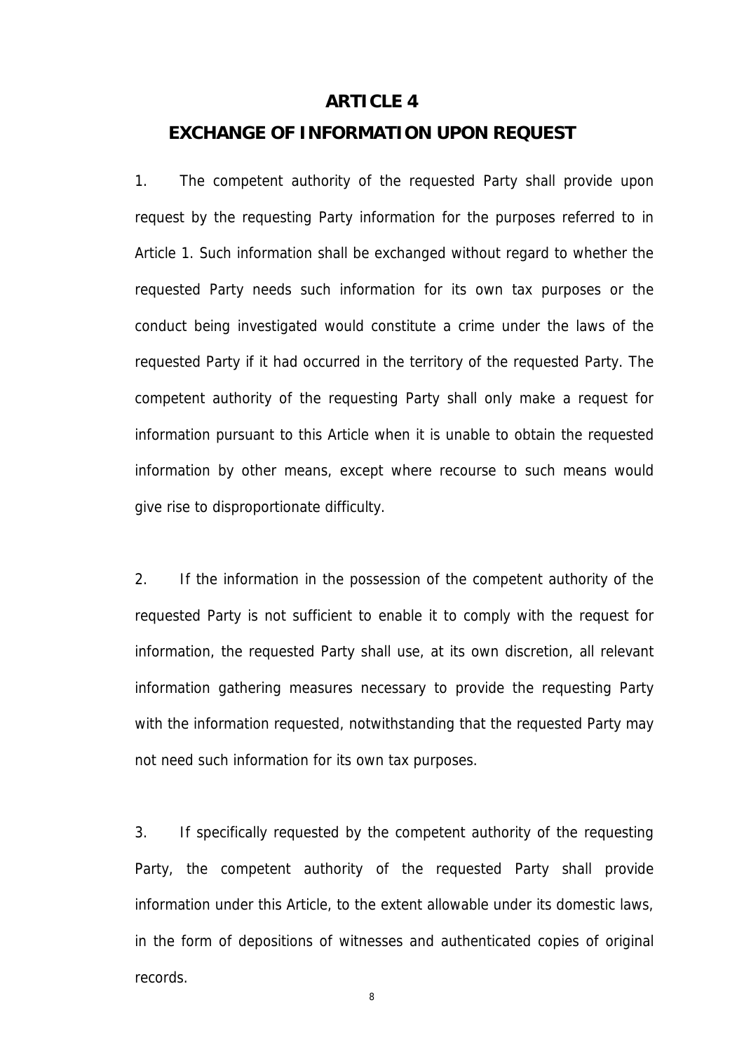## ARTICLE 4

## EXCHANGE OF INFORMATION UPON REQUEST

1. The competent authority of the requested Party shall provide upon request by the requesting Party information for the purposes referred to in Article 1. Such information shall be exchanged without regard to whether the requested Party needs such information for its own tax purposes or the conduct being investigated would constitute a crime under the laws of the requested Party if it had occurred in the territory of the requested Party. The competent authority of the requesting Party shall only make a request for information pursuant to this Article when it is unable to obtain the requested information by other means, except where recourse to such means would give rise to disproportionate difficulty.

2. If the information in the possession of the competent authority of the requested Party is not sufficient to enable it to comply with the request for information, the requested Party shall use, at its own discretion, all relevant information gathering measures necessary to provide the requesting Party with the information requested, notwithstanding that the requested Party may not need such information for its own tax purposes.

3. If specifically requested by the competent authority of the requesting Party, the competent authority of the requested Party shall provide information under this Article, to the extent allowable under its domestic laws, in the form of depositions of witnesses and authenticated copies of original records.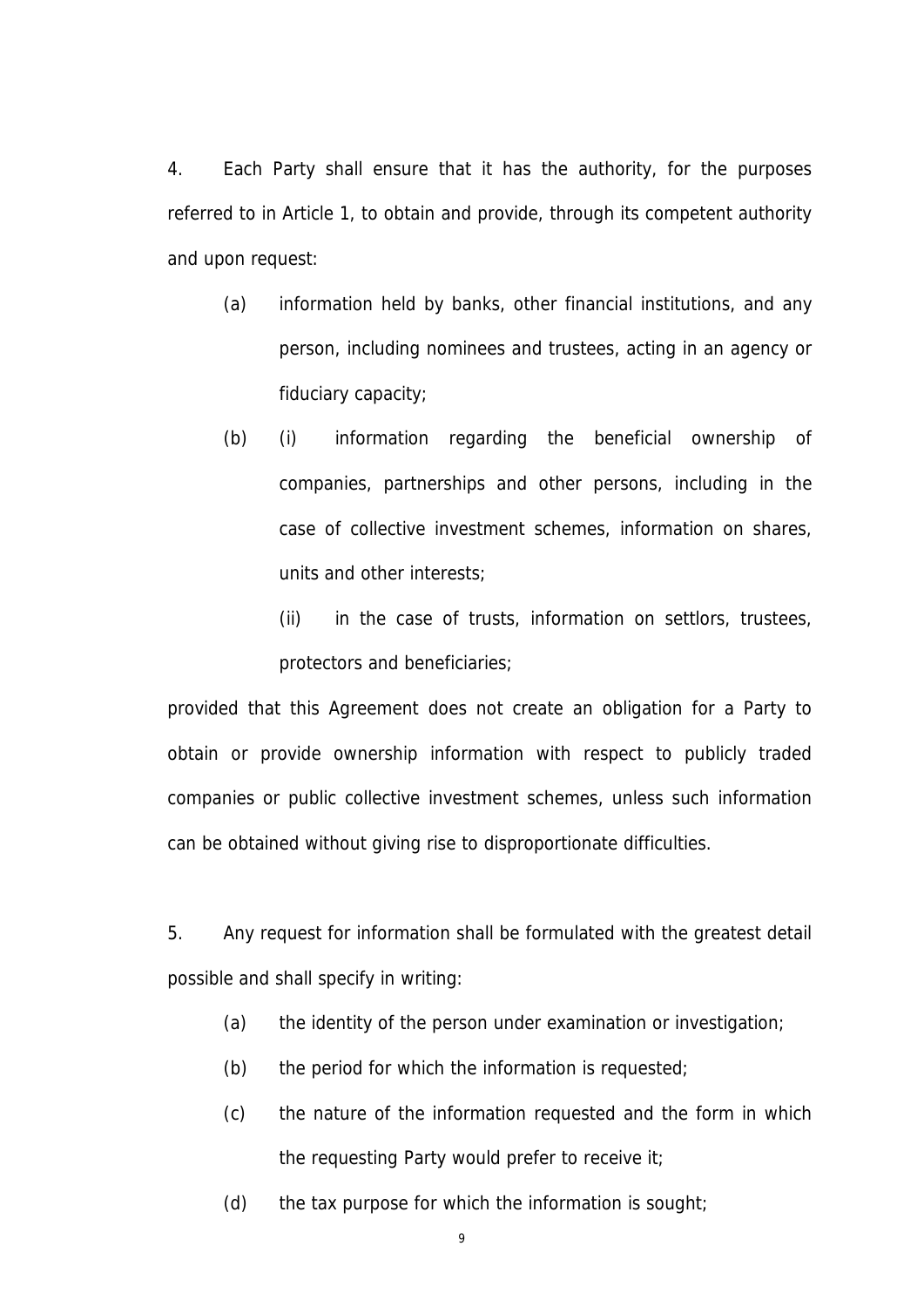4. Each Party shall ensure that it has the authority, for the purposes referred to in Article 1, to obtain and provide, through its competent authority and upon request:

(a) information held by banks, other financial institutions, and any person, including nominees and trustees, acting in an agency or fiduciary capacity;

(b) (i) information regarding the beneficial ownership of companies, partnerships and other persons, including in the case of collective investment schemes, information on shares, units and other interests;

(ii) in the case of trusts, information on settlors, trustees, protectors and beneficiaries;

provided that this Agreement does not create an obligation for a Party to obtain or provide ownership information with respect to publicly traded companies or public collective investment schemes, unless such information can be obtained without giving rise to disproportionate difficulties.

5. Any request for information shall be formulated with the greatest detail possible and shall specify in writing:

(a) the identity of the person under examination or investigation;

(b) the period for which the information is requested;

(c) the nature of the information requested and the form in which the requesting Party would prefer to receive it;

(d) the tax purpose for which the information is sought;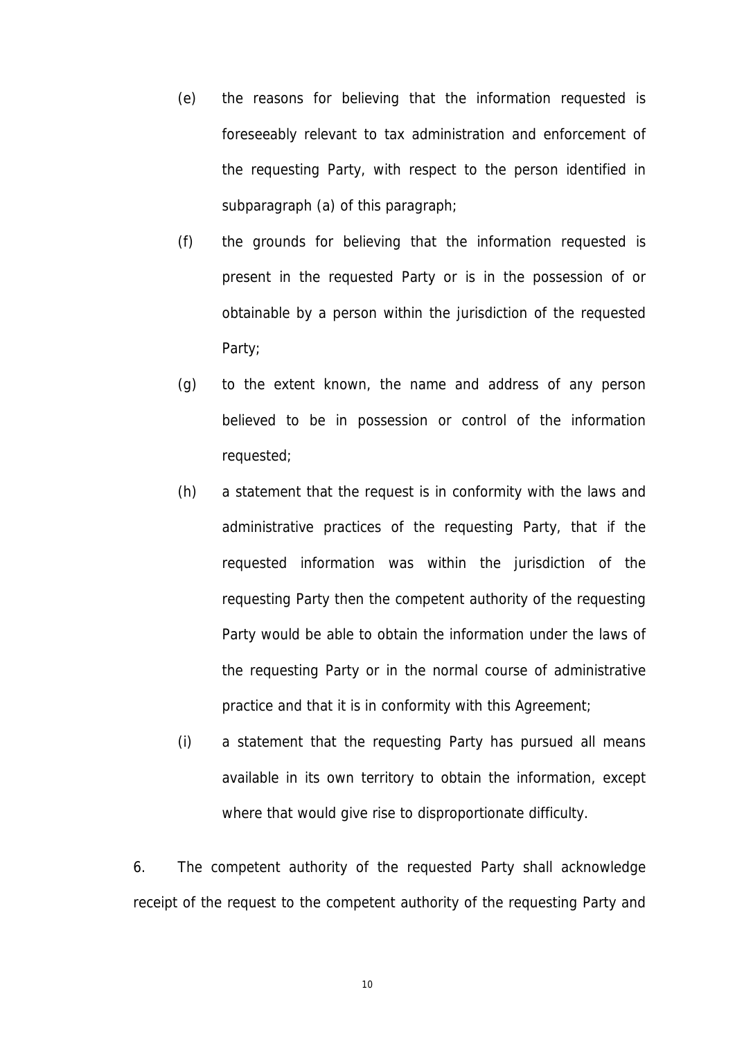(e) the reasons for believing that the information requested is foreseeably relevant to tax administration and enforcement of the requesting Party, with respect to the person identified in subparagraph (a) of this paragraph;

(f) the grounds for believing that the information requested is present in the requested Party or is in the possession of or obtainable by a person within the jurisdiction of the requested Party;

(g) to the extent known, the name and address of any person believed to be in possession or control of the information requested;

(h) a statement that the request is in conformity with the laws and administrative practices of the requesting Party, that if the requested information was within the jurisdiction of the requesting Party then the competent authority of the requesting Party would be able to obtain the information under the laws of the requesting Party or in the normal course of administrative practice and that it is in conformity with this Agreement;

(i) a statement that the requesting Party has pursued all means available in its own territory to obtain the information, except where that would give rise to disproportionate difficulty.

6. The competent authority of the requested Party shall acknowledge receipt of the request to the competent authority of the requesting Party and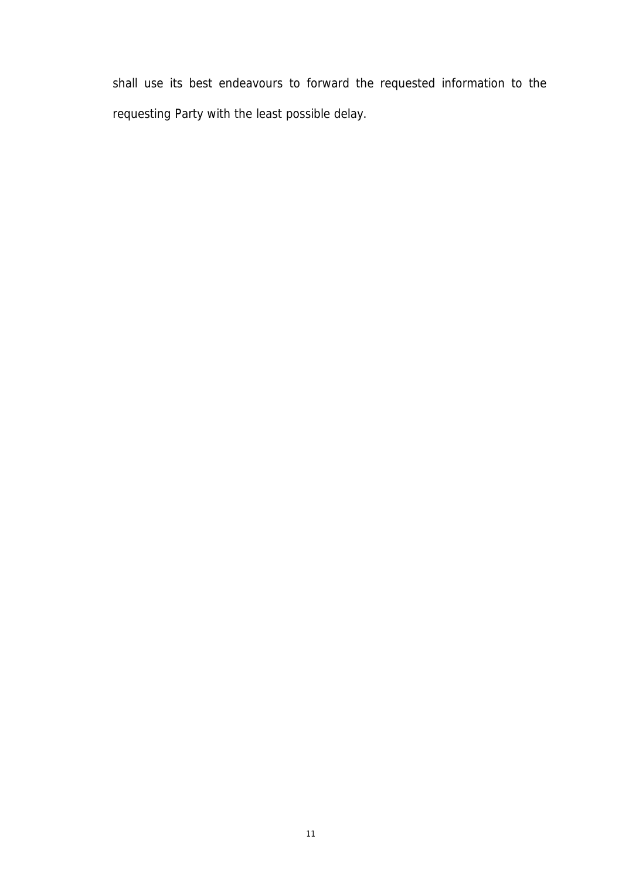shall use its best endeavours to forward the requested information to the requesting Party with the least possible delay.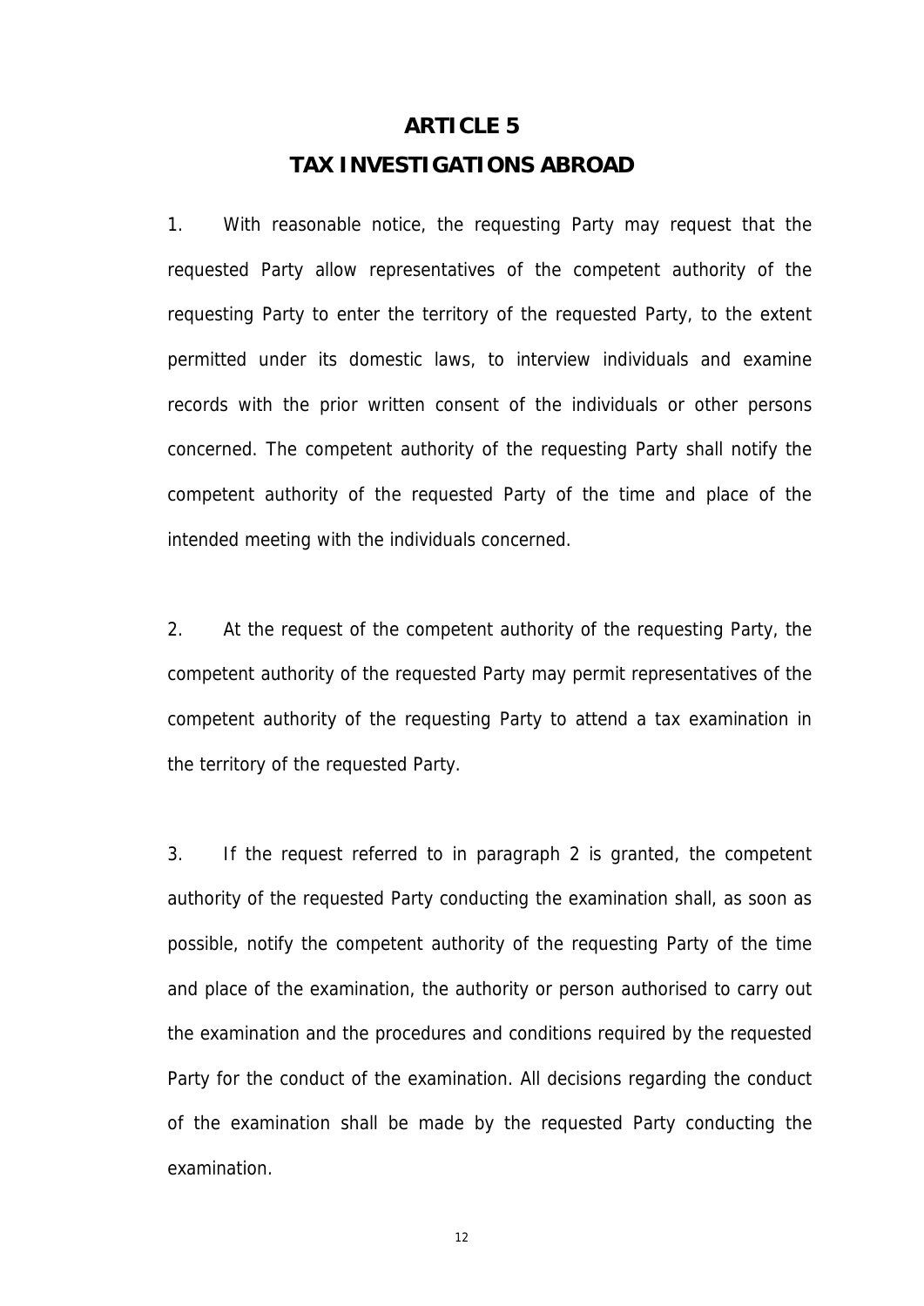## ARTICLE 5

## TAX INVESTIGATIONS ABROAD

1. With reasonable notice, the requesting Party may request that the requested Party allow representatives of the competent authority of the requesting Party to enter the territory of the requested Party, to the extent permitted under its domestic laws, to interview individuals and examine records with the prior written consent of the individuals or other persons concerned. The competent authority of the requesting Party shall notify the competent authority of the requested Party of the time and place of the intended meeting with the individuals concerned.

2. At the request of the competent authority of the requesting Party, the competent authority of the requested Party may permit representatives of the competent authority of the requesting Party to attend a tax examination in the territory of the requested Party.

3. If the request referred to in paragraph 2 is granted, the competent authority of the requested Party conducting the examination shall, as soon as possible, notify the competent authority of the requesting Party of the time and place of the examination, the authority or person authorised to carry out the examination and the procedures and conditions required by the requested Party for the conduct of the examination. All decisions regarding the conduct of the examination shall be made by the requested Party conducting the examination.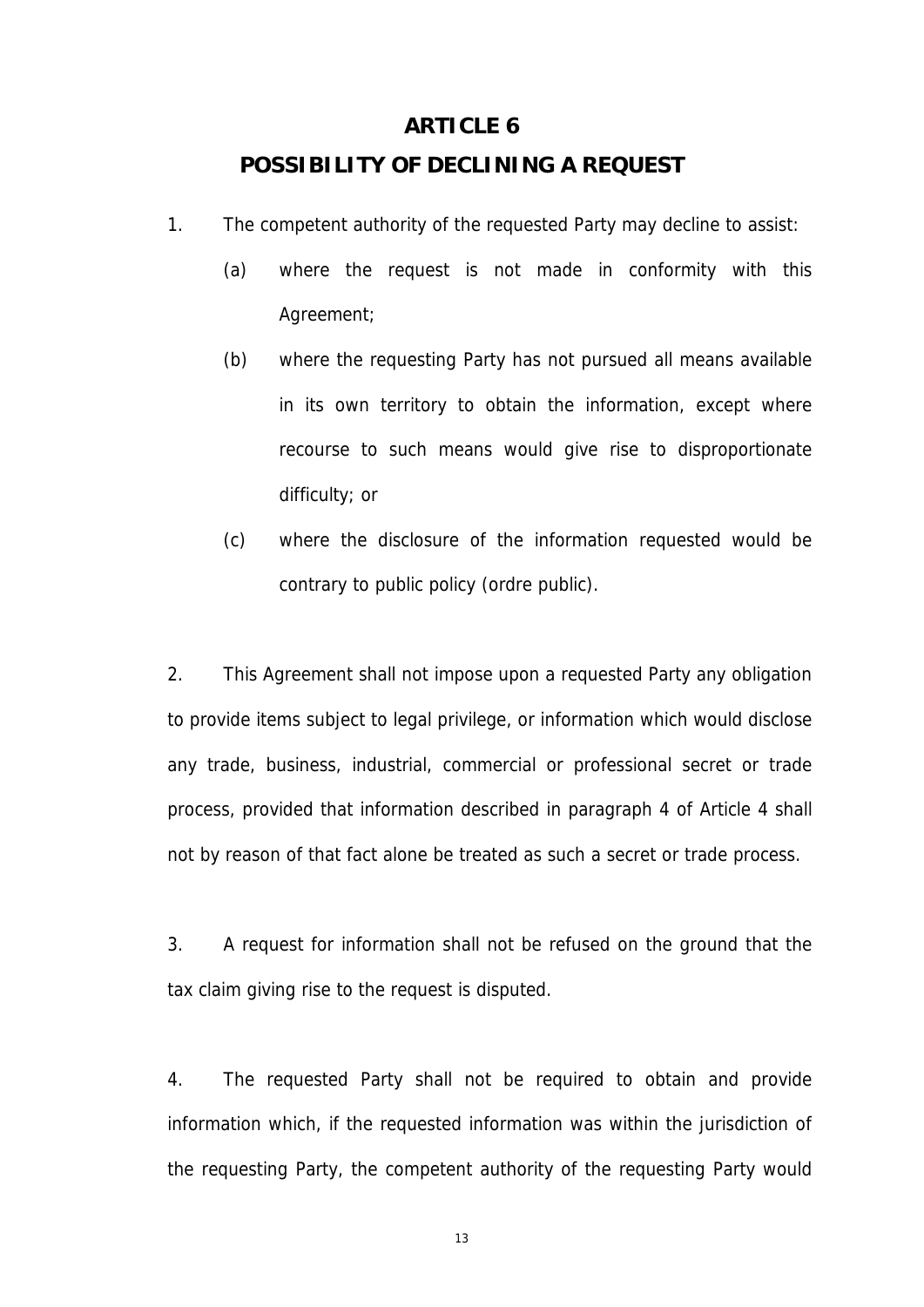## ARTICLE 6

## POSSIBILITY OF DECLINING A REQUEST

1. The competent authority of the requested Party may decline to assist:

   (a) where the request is not made in conformity with this Agreement;

   (b) where the requesting Party has not pursued all means available in its own territory to obtain the information, except where recourse to such means would give rise to disproportionate difficulty; or

   (c) where the disclosure of the information requested would be contrary to public policy (ordre public).

2. This Agreement shall not impose upon a requested Party any obligation to provide items subject to legal privilege, or information which would disclose any trade, business, industrial, commercial or professional secret or trade process, provided that information described in paragraph 4 of Article 4 shall not by reason of that fact alone be treated as such a secret or trade process.

3. A request for information shall not be refused on the ground that the tax claim giving rise to the request is disputed.

4. The requested Party shall not be required to obtain and provide information which, if the requested information was within the jurisdiction of the requesting Party, the competent authority of the requesting Party would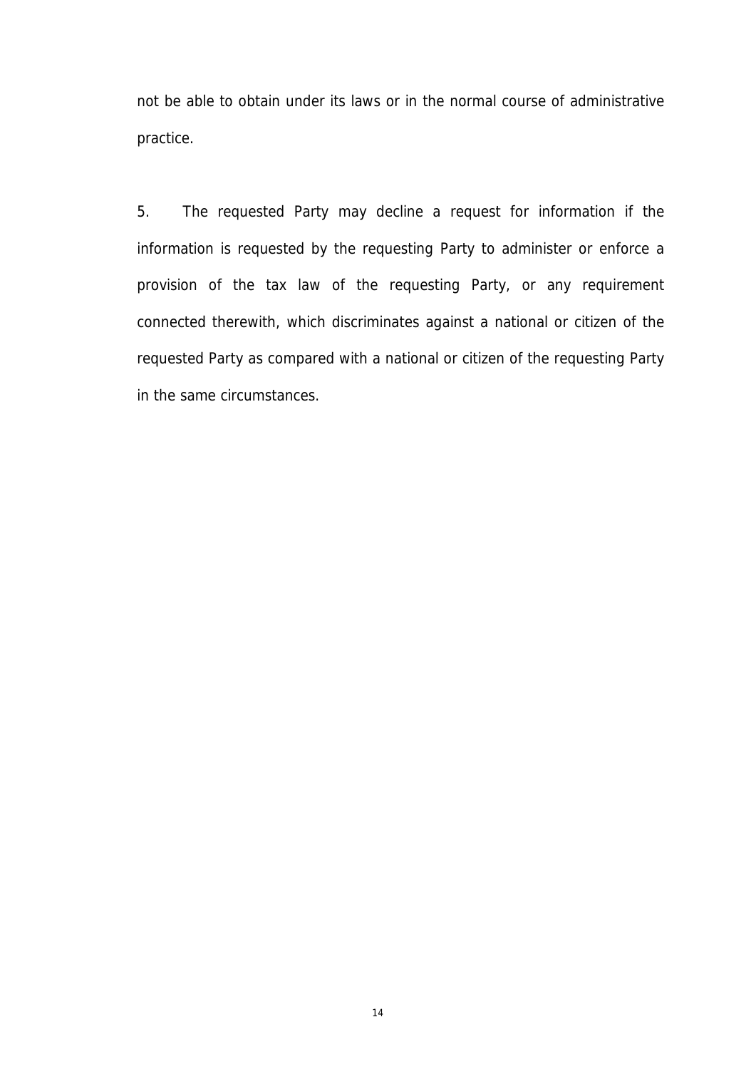not be able to obtain under its laws or in the normal course of administrative practice.

5. The requested Party may decline a request for information if the information is requested by the requesting Party to administer or enforce a provision of the tax law of the requesting Party, or any requirement connected therewith, which discriminates against a national or citizen of the requested Party as compared with a national or citizen of the requesting Party in the same circumstances.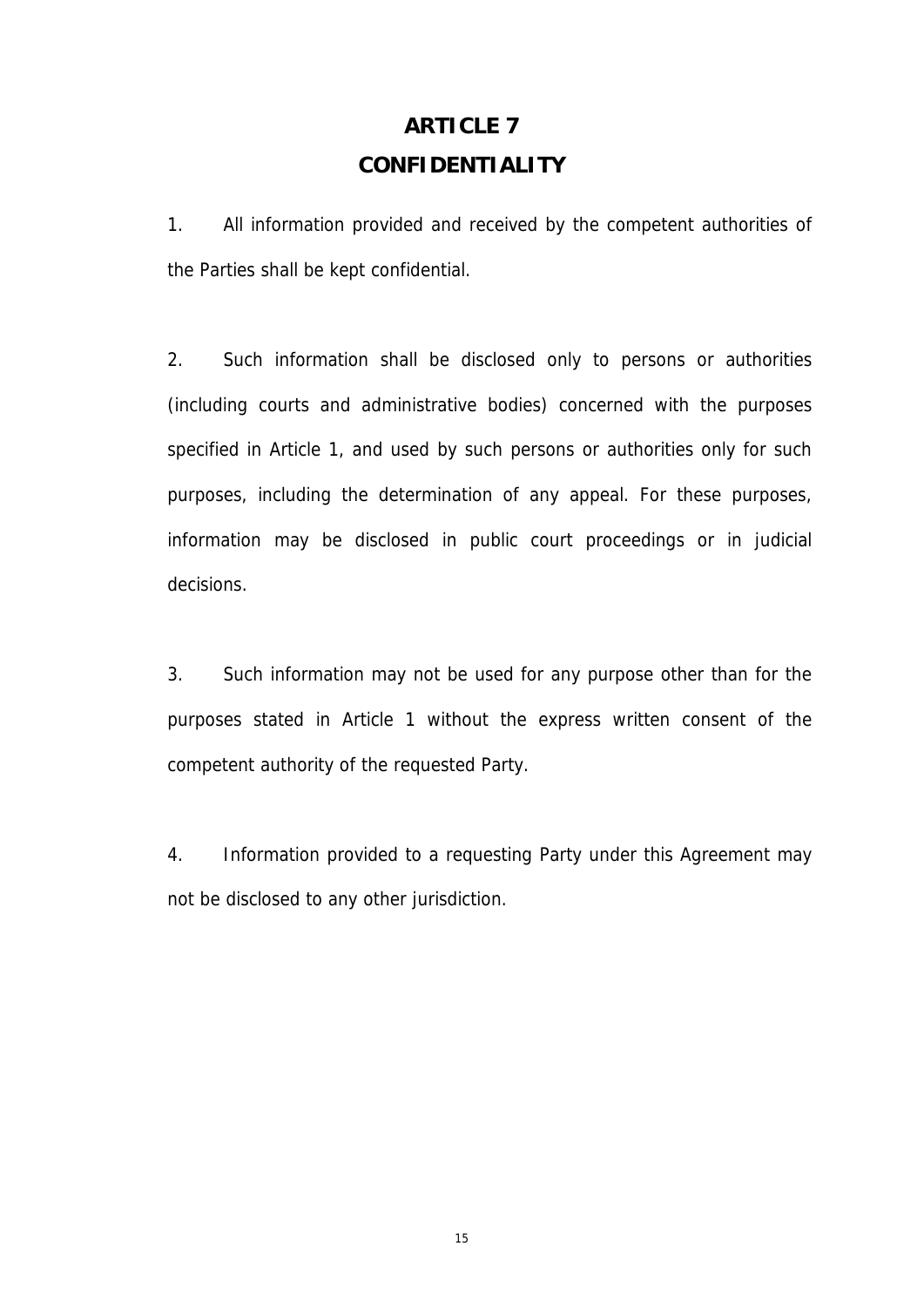# ARTICLE 7

# CONFIDENTIALITY

1. All information provided and received by the competent authorities of the Parties shall be kept confidential.

2. Such information shall be disclosed only to persons or authorities (including courts and administrative bodies) concerned with the purposes specified in Article 1, and used by such persons or authorities only for such purposes, including the determination of any appeal. For these purposes, information may be disclosed in public court proceedings or in judicial decisions.

3. Such information may not be used for any purpose other than for the purposes stated in Article 1 without the express written consent of the competent authority of the requested Party.

4. Information provided to a requesting Party under this Agreement may not be disclosed to any other jurisdiction.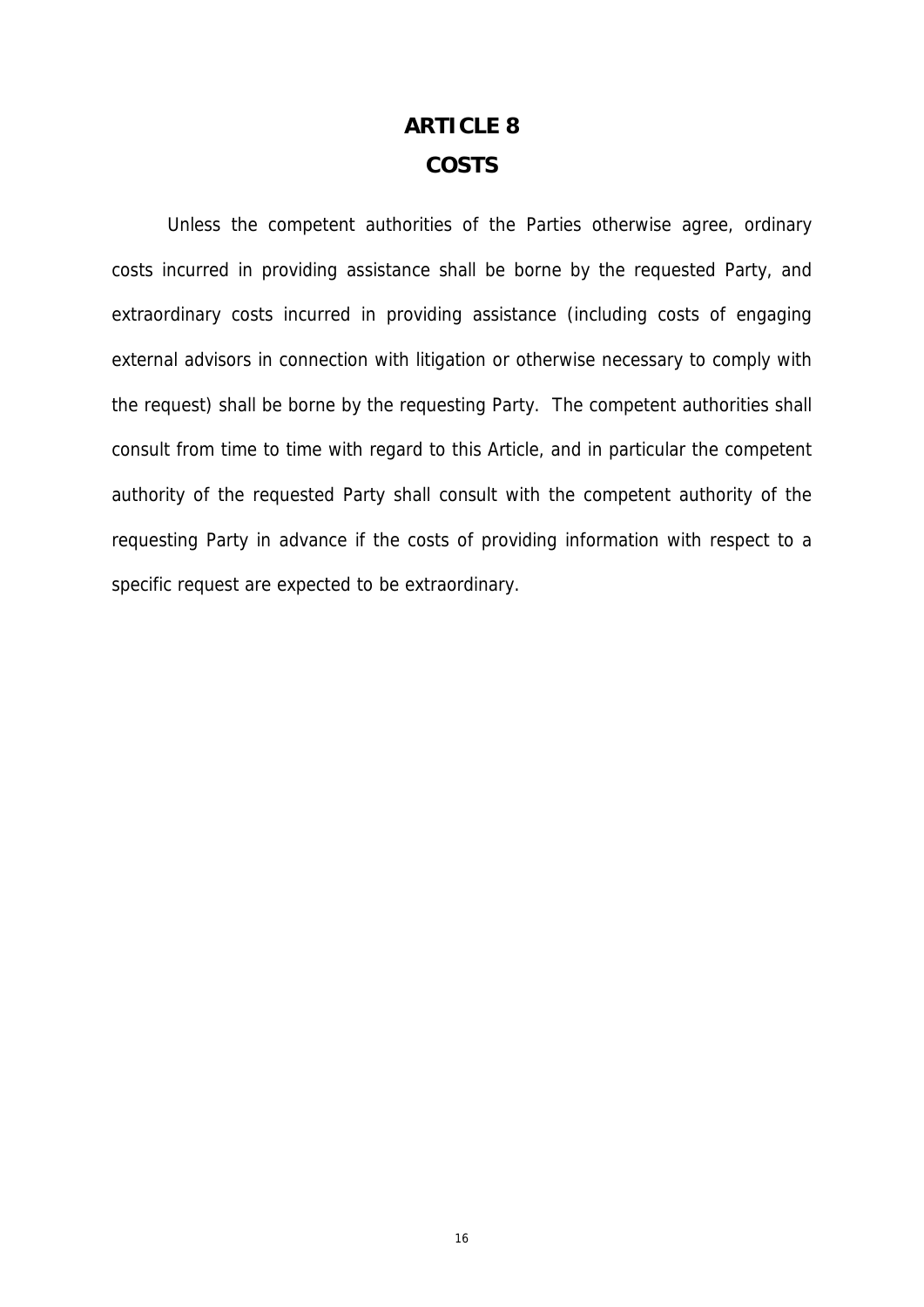# ARTICLE 8

# COSTS

Unless the competent authorities of the Parties otherwise agree, ordinary costs incurred in providing assistance shall be borne by the requested Party, and extraordinary costs incurred in providing assistance (including costs of engaging external advisors in connection with litigation or otherwise necessary to comply with the request) shall be borne by the requesting Party. The competent authorities shall consult from time to time with regard to this Article, and in particular the competent authority of the requested Party shall consult with the competent authority of the requesting Party in advance if the costs of providing information with respect to a specific request are expected to be extraordinary.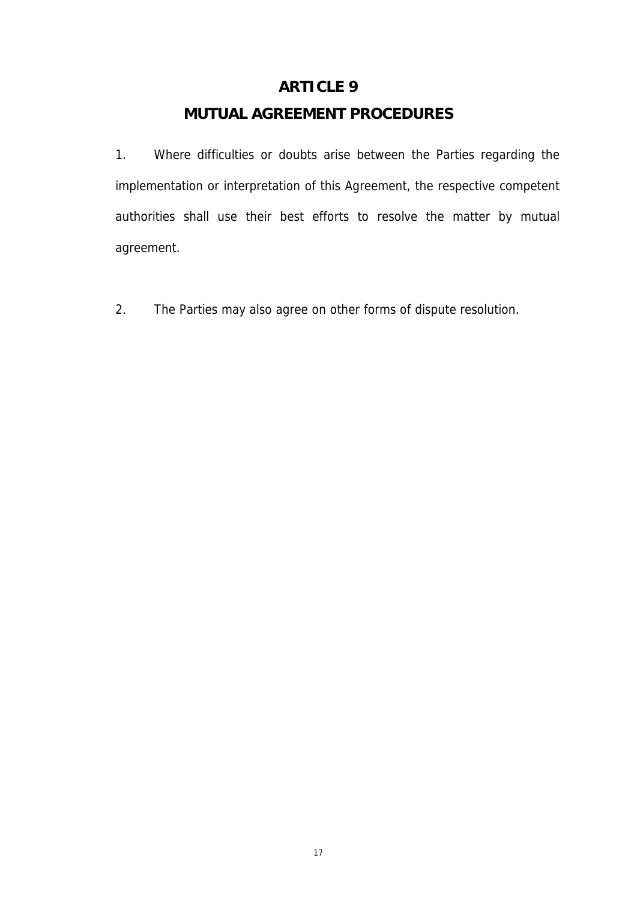# ARTICLE 9

# MUTUAL AGREEMENT PROCEDURES

1. Where difficulties or doubts arise between the Parties regarding the implementation or interpretation of this Agreement, the respective competent authorities shall use their best efforts to resolve the matter by mutual agreement.

2. The Parties may also agree on other forms of dispute resolution.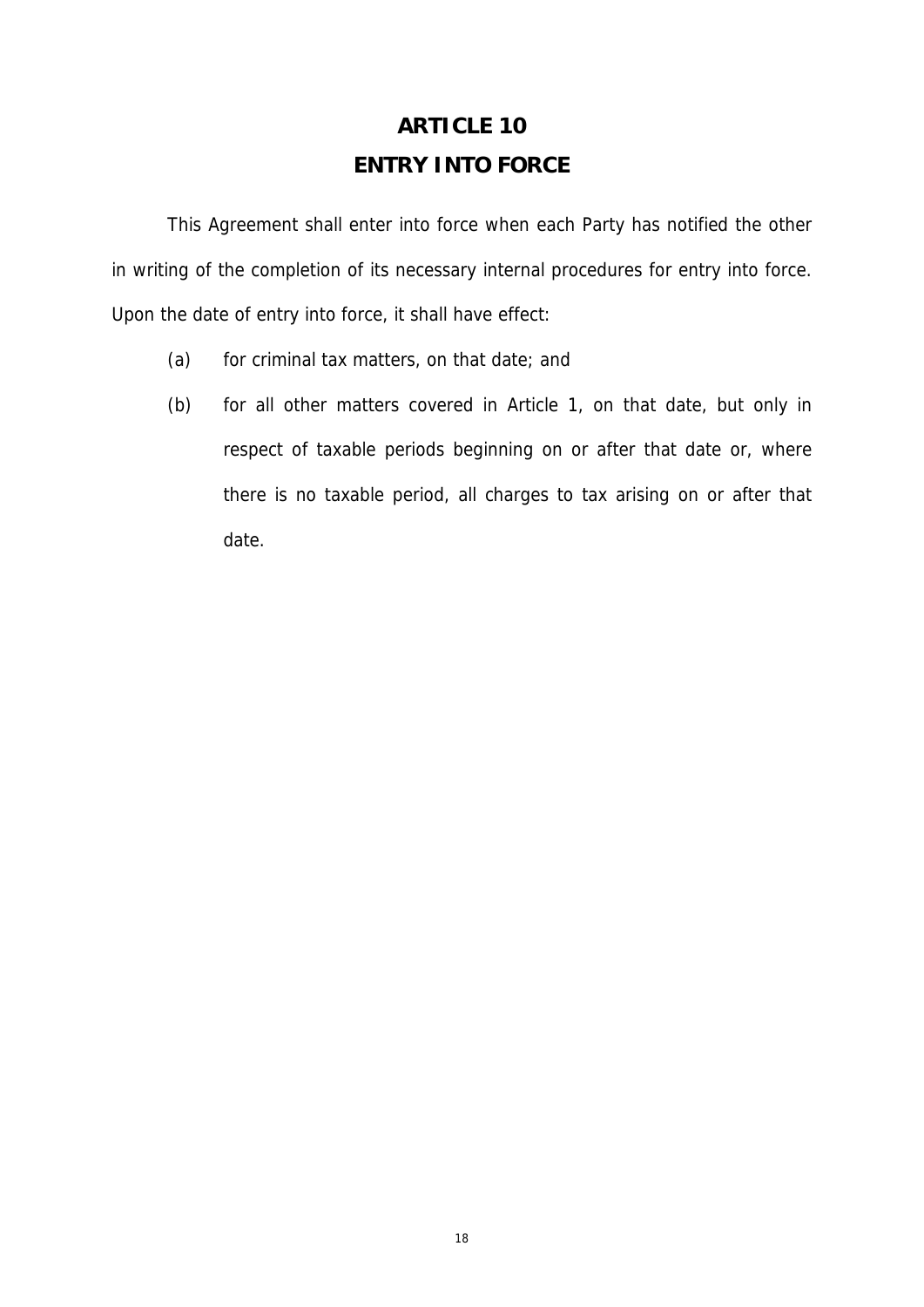# ARTICLE 10

## ENTRY INTO FORCE

This Agreement shall enter into force when each Party has notified the other in writing of the completion of its necessary internal procedures for entry into force. Upon the date of entry into force, it shall have effect:

(a) for criminal tax matters, on that date; and

(b) for all other matters covered in Article 1, on that date, but only in respect of taxable periods beginning on or after that date or, where there is no taxable period, all charges to tax arising on or after that date.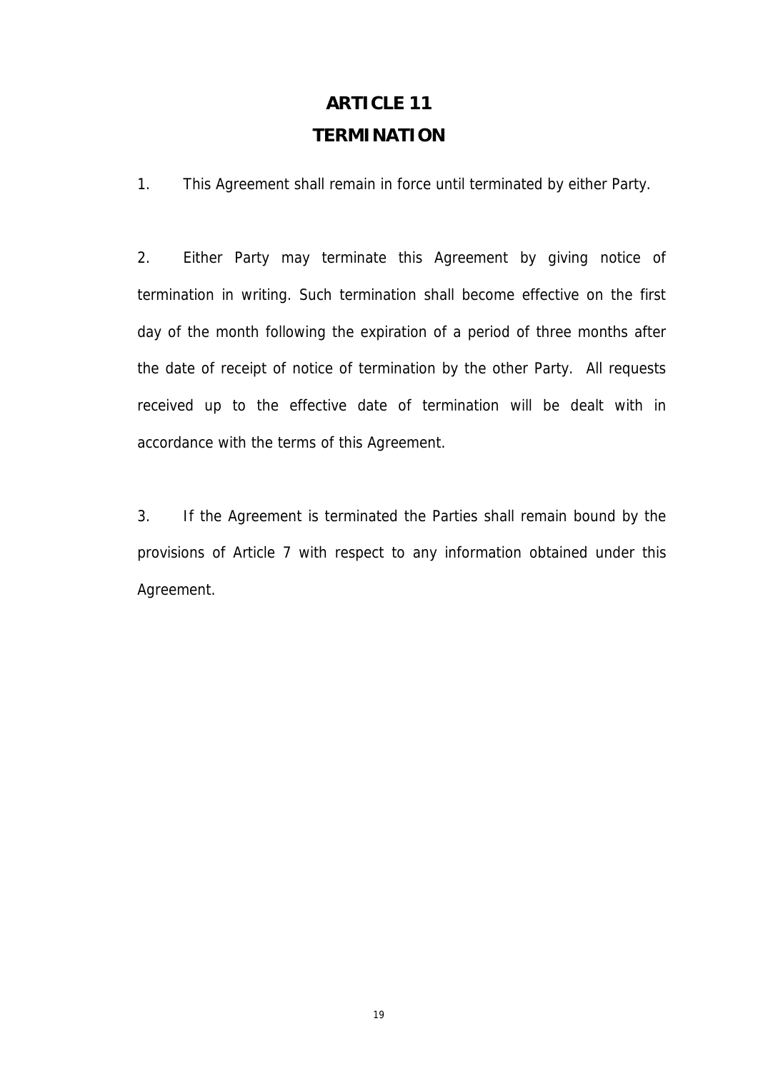# ARTICLE 11
# TERMINATION

1. This Agreement shall remain in force until terminated by either Party.

2. Either Party may terminate this Agreement by giving notice of termination in writing. Such termination shall become effective on the first day of the month following the expiration of a period of three months after the date of receipt of notice of termination by the other Party. All requests received up to the effective date of termination will be dealt with in accordance with the terms of this Agreement.

3. If the Agreement is terminated the Parties shall remain bound by the provisions of Article 7 with respect to any information obtained under this Agreement.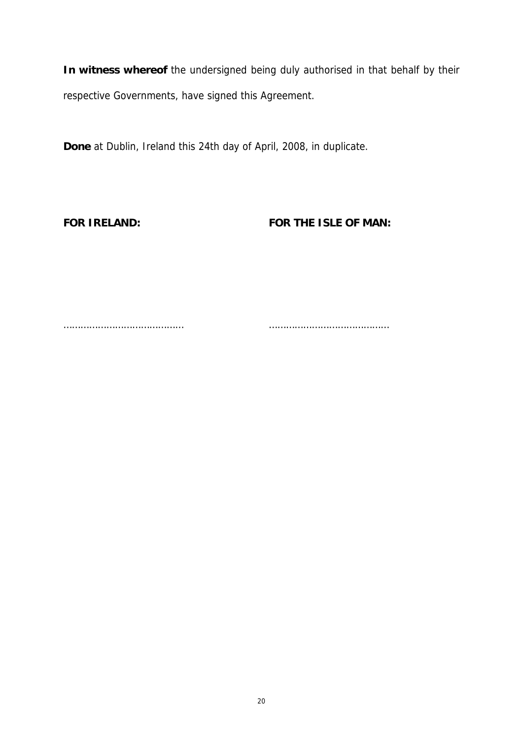**In witness whereof** the undersigned being duly authorised in that behalf by their respective Governments, have signed this Agreement.

**Done** at Dublin, Ireland this 24th day of April, 2008, in duplicate.

| **FOR IRELAND:** | **FOR THE ISLE OF MAN:** |
| --- | --- |
| ………………………………… | ………………………………… |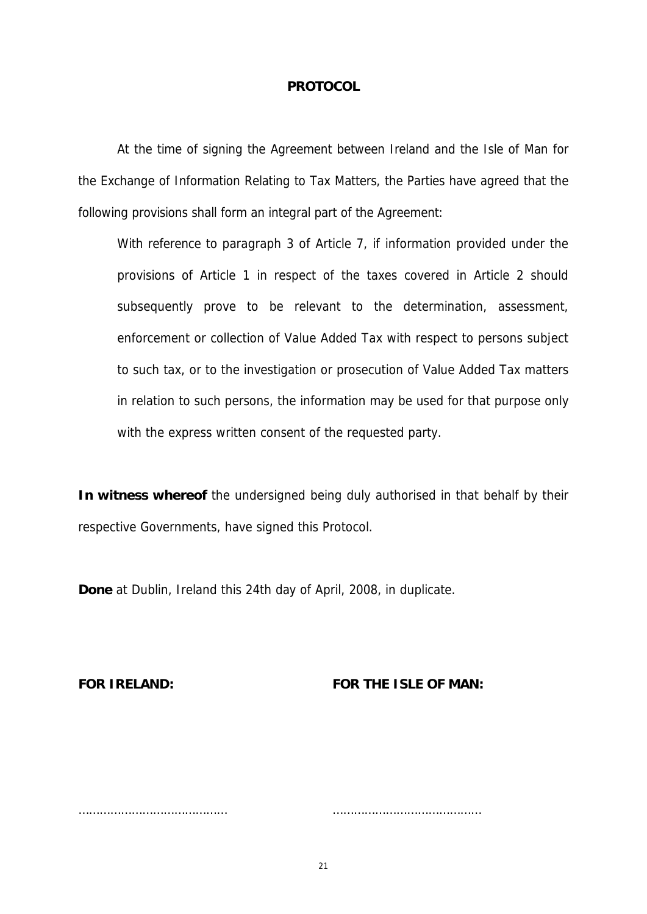# PROTOCOL

At the time of signing the Agreement between Ireland and the Isle of Man for the Exchange of Information Relating to Tax Matters, the Parties have agreed that the following provisions shall form an integral part of the Agreement:

> With reference to paragraph 3 of Article 7, if information provided under the provisions of Article 1 in respect of the taxes covered in Article 2 should subsequently prove to be relevant to the determination, assessment, enforcement or collection of Value Added Tax with respect to persons subject to such tax, or to the investigation or prosecution of Value Added Tax matters in relation to such persons, the information may be used for that purpose only with the express written consent of the requested party.

**In witness whereof** the undersigned being duly authorised in that behalf by their respective Governments, have signed this Protocol.

**Done** at Dublin, Ireland this 24th day of April, 2008, in duplicate.

| | |
|---|---|
| **FOR IRELAND:** | **FOR THE ISLE OF MAN:** |
| ………………………………….. | ………………………………….. |